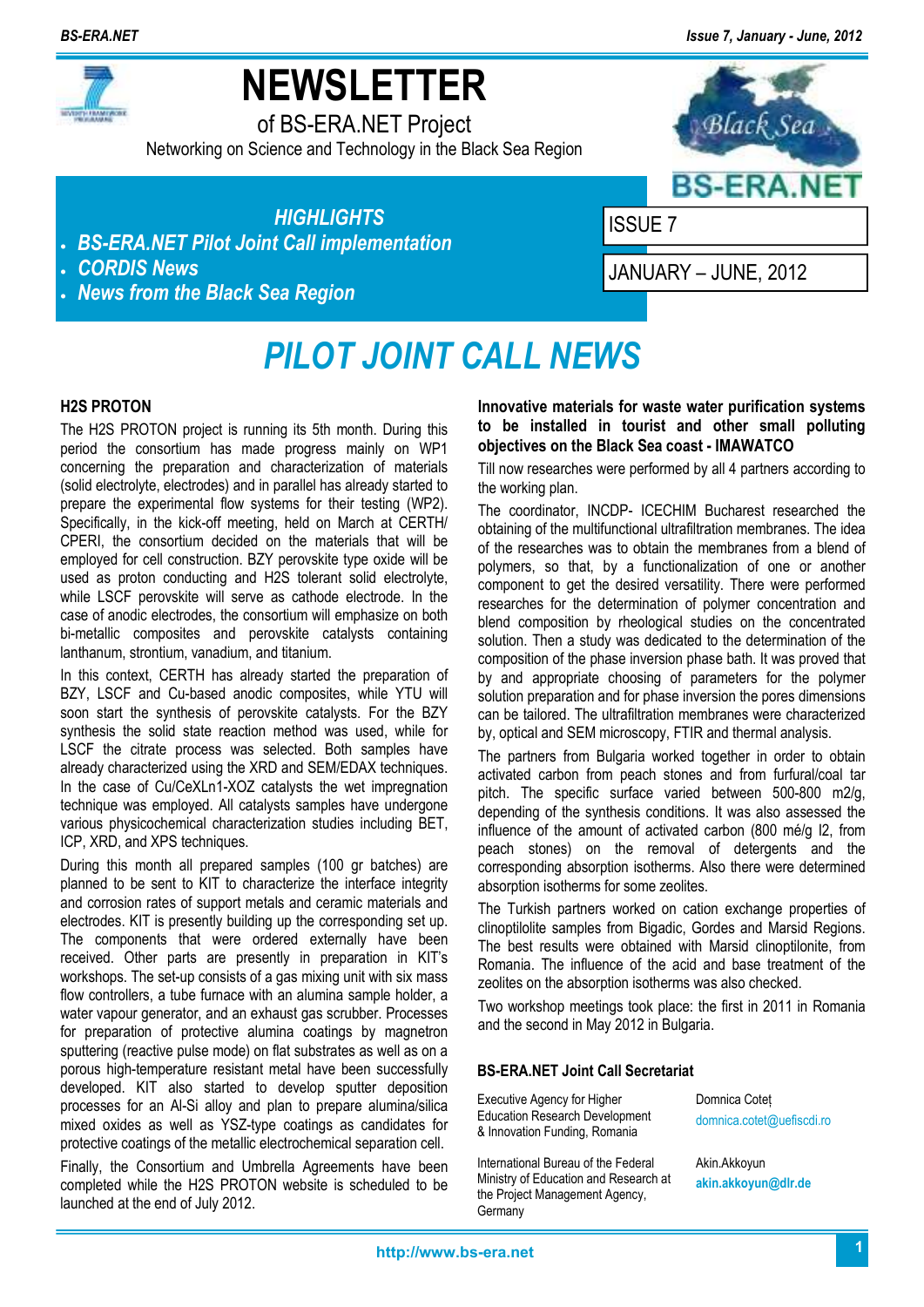# NEWSLETTER

of BS-ERA.NET Project

Networking on Science and Technology in the Black Sea Region

ISSUE 7

JANUARY – JUNE, 2012

## *HIGHLIGHTS*

- ***BS-ERA.NET Pilot Joint Call implementation***
- ***CORDIS News***
- ***News from the Black Sea Region***

# *PILOT JOINT CALL NEWS*

### H2S PROTON

The H2S PROTON project is running its 5th month. During this period the consortium has made progress mainly on WP1 concerning the preparation and characterization of materials (solid electrolyte, electrodes) and in parallel has already started to prepare the experimental flow systems for their testing (WP2). Specifically, in the kick-off meeting, held on March at CERTH/ CPERI, the consortium decided on the materials that will be employed for cell construction. BZY perovskite type oxide will be used as proton conducting and H2S tolerant solid electrolyte, while LSCF perovskite will serve as cathode electrode. In the case of anodic electrodes, the consortium will emphasize on both bi-metallic composites and perovskite catalysts containing lanthanum, strontium, vanadium, and titanium.

In this context, CERTH has already started the preparation of BZY, LSCF and Cu-based anodic composites, while YTU will soon start the synthesis of perovskite catalysts. For the BZY synthesis the solid state reaction method was used, while for LSCF the citrate process was selected. Both samples have already characterized using the XRD and SEM/EDAX techniques. In the case of Cu/CeXLn1-XOZ catalysts the wet impregnation technique was employed. All catalysts samples have undergone various physicochemical characterization studies including BET, ICP, XRD, and XPS techniques.

During this month all prepared samples (100 gr batches) are planned to be sent to KIT to characterize the interface integrity and corrosion rates of support metals and ceramic materials and electrodes. KIT is presently building up the corresponding set up. The components that were ordered externally have been received. Other parts are presently in preparation in KIT's workshops. The set-up consists of a gas mixing unit with six mass flow controllers, a tube furnace with an alumina sample holder, a water vapour generator, and an exhaust gas scrubber. Processes for preparation of protective alumina coatings by magnetron sputtering (reactive pulse mode) on flat substrates as well as on a porous high-temperature resistant metal have been successfully developed. KIT also started to develop sputter deposition processes for an Al-Si alloy and plan to prepare alumina/silica mixed oxides as well as YSZ-type coatings as candidates for protective coatings of the metallic electrochemical separation cell.

Finally, the Consortium and Umbrella Agreements have been completed while the H2S PROTON website is scheduled to be launched at the end of July 2012.

### Innovative materials for waste water purification systems to be installed in tourist and other small polluting objectives on the Black Sea coast - IMAWATCO

Till now researches were performed by all 4 partners according to the working plan.

The coordinator, INCDP- ICECHIM Bucharest researched the obtaining of the multifunctional ultrafiltration membranes. The idea of the researches was to obtain the membranes from a blend of polymers, so that, by a functionalization of one or another component to get the desired versatility. There were performed researches for the determination of polymer concentration and blend composition by rheological studies on the concentrated solution. Then a study was dedicated to the determination of the composition of the phase inversion phase bath. It was proved that by and appropriate choosing of parameters for the polymer solution preparation and for phase inversion the pores dimensions can be tailored. The ultrafiltration membranes were characterized by, optical and SEM microscopy, FTIR and thermal analysis.

The partners from Bulgaria worked together in order to obtain activated carbon from peach stones and from furfural/coal tar pitch. The specific surface varied between 500-800 m2/g, depending of the synthesis conditions. It was also assessed the influence of the amount of activated carbon (800 mé/g I2, from peach stones) on the removal of detergents and the corresponding absorption isotherms. Also there were determined absorption isotherms for some zeolites.

The Turkish partners worked on cation exchange properties of clinoptilolite samples from Bigadic, Gordes and Marsid Regions. The best results were obtained with Marsid clinoptilonite, from Romania. The influence of the acid and base treatment of the zeolites on the absorption isotherms was also checked.

Two workshop meetings took place: the first in 2011 in Romania and the second in May 2012 in Bulgaria.

### BS-ERA.NET Joint Call Secretariat

| | |
|---|---|
| Executive Agency for Higher Education Research Development & Innovation Funding, Romania | Domnica Coteț<br>domnica.cotet@uefiscdi.ro |
| International Bureau of the Federal Ministry of Education and Research at the Project Management Agency, Germany | Akin.Akkoyun<br>**akin.akkoyun@dlr.de** |

http://www.bs-era.net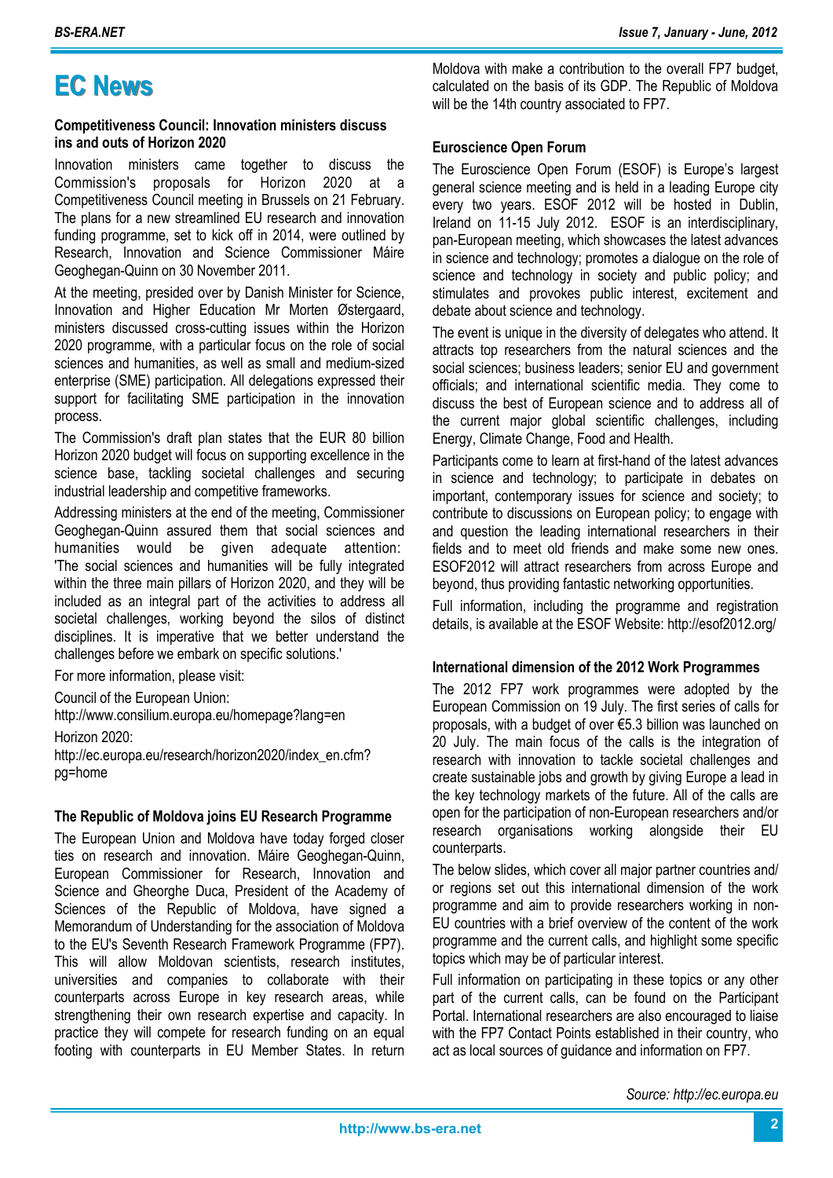# EC News

### Competitiveness Council: Innovation ministers discuss ins and outs of Horizon 2020

Innovation ministers came together to discuss the Commission's proposals for Horizon 2020 at a Competitiveness Council meeting in Brussels on 21 February. The plans for a new streamlined EU research and innovation funding programme, set to kick off in 2014, were outlined by Research, Innovation and Science Commissioner Máire Geoghegan-Quinn on 30 November 2011.

At the meeting, presided over by Danish Minister for Science, Innovation and Higher Education Mr Morten Østergaard, ministers discussed cross-cutting issues within the Horizon 2020 programme, with a particular focus on the role of social sciences and humanities, as well as small and medium-sized enterprise (SME) participation. All delegations expressed their support for facilitating SME participation in the innovation process.

The Commission's draft plan states that the EUR 80 billion Horizon 2020 budget will focus on supporting excellence in the science base, tackling societal challenges and securing industrial leadership and competitive frameworks.

Addressing ministers at the end of the meeting, Commissioner Geoghegan-Quinn assured them that social sciences and humanities would be given adequate attention: 'The social sciences and humanities will be fully integrated within the three main pillars of Horizon 2020, and they will be included as an integral part of the activities to address all societal challenges, working beyond the silos of distinct disciplines. It is imperative that we better understand the challenges before we embark on specific solutions.'

For more information, please visit:

Council of the European Union:
http://www.consilium.europa.eu/homepage?lang=en

Horizon 2020:
http://ec.europa.eu/research/horizon2020/index_en.cfm?pg=home

### The Republic of Moldova joins EU Research Programme

The European Union and Moldova have today forged closer ties on research and innovation. Máire Geoghegan-Quinn, European Commissioner for Research, Innovation and Science and Gheorghe Duca, President of the Academy of Sciences of the Republic of Moldova, have signed a Memorandum of Understanding for the association of Moldova to the EU's Seventh Research Framework Programme (FP7). This will allow Moldovan scientists, research institutes, universities and companies to collaborate with their counterparts across Europe in key research areas, while strengthening their own research expertise and capacity. In practice they will compete for research funding on an equal footing with counterparts in EU Member States. In return Moldova with make a contribution to the overall FP7 budget, calculated on the basis of its GDP. The Republic of Moldova will be the 14th country associated to FP7.

### Euroscience Open Forum

The Euroscience Open Forum (ESOF) is Europe's largest general science meeting and is held in a leading Europe city every two years. ESOF 2012 will be hosted in Dublin, Ireland on 11-15 July 2012. ESOF is an interdisciplinary, pan-European meeting, which showcases the latest advances in science and technology; promotes a dialogue on the role of science and technology in society and public policy; and stimulates and provokes public interest, excitement and debate about science and technology.

The event is unique in the diversity of delegates who attend. It attracts top researchers from the natural sciences and the social sciences; business leaders; senior EU and government officials; and international scientific media. They come to discuss the best of European science and to address all of the current major global scientific challenges, including Energy, Climate Change, Food and Health.

Participants come to learn at first-hand of the latest advances in science and technology; to participate in debates on important, contemporary issues for science and society; to contribute to discussions on European policy; to engage with and question the leading international researchers in their fields and to meet old friends and make some new ones. ESOF2012 will attract researchers from across Europe and beyond, thus providing fantastic networking opportunities.

Full information, including the programme and registration details, is available at the ESOF Website: http://esof2012.org/

### International dimension of the 2012 Work Programmes

The 2012 FP7 work programmes were adopted by the European Commission on 19 July. The first series of calls for proposals, with a budget of over €5.3 billion was launched on 20 July. The main focus of the calls is the integration of research with innovation to tackle societal challenges and create sustainable jobs and growth by giving Europe a lead in the key technology markets of the future. All of the calls are open for the participation of non-European researchers and/or research organisations working alongside their EU counterparts.

The below slides, which cover all major partner countries and/or regions set out this international dimension of the work programme and aim to provide researchers working in non-EU countries with a brief overview of the content of the work programme and the current calls, and highlight some specific topics which may be of particular interest.

Full information on participating in these topics or any other part of the current calls, can be found on the Participant Portal. International researchers are also encouraged to liaise with the FP7 Contact Points established in their country, who act as local sources of guidance and information on FP7.

*Source: http://ec.europa.eu*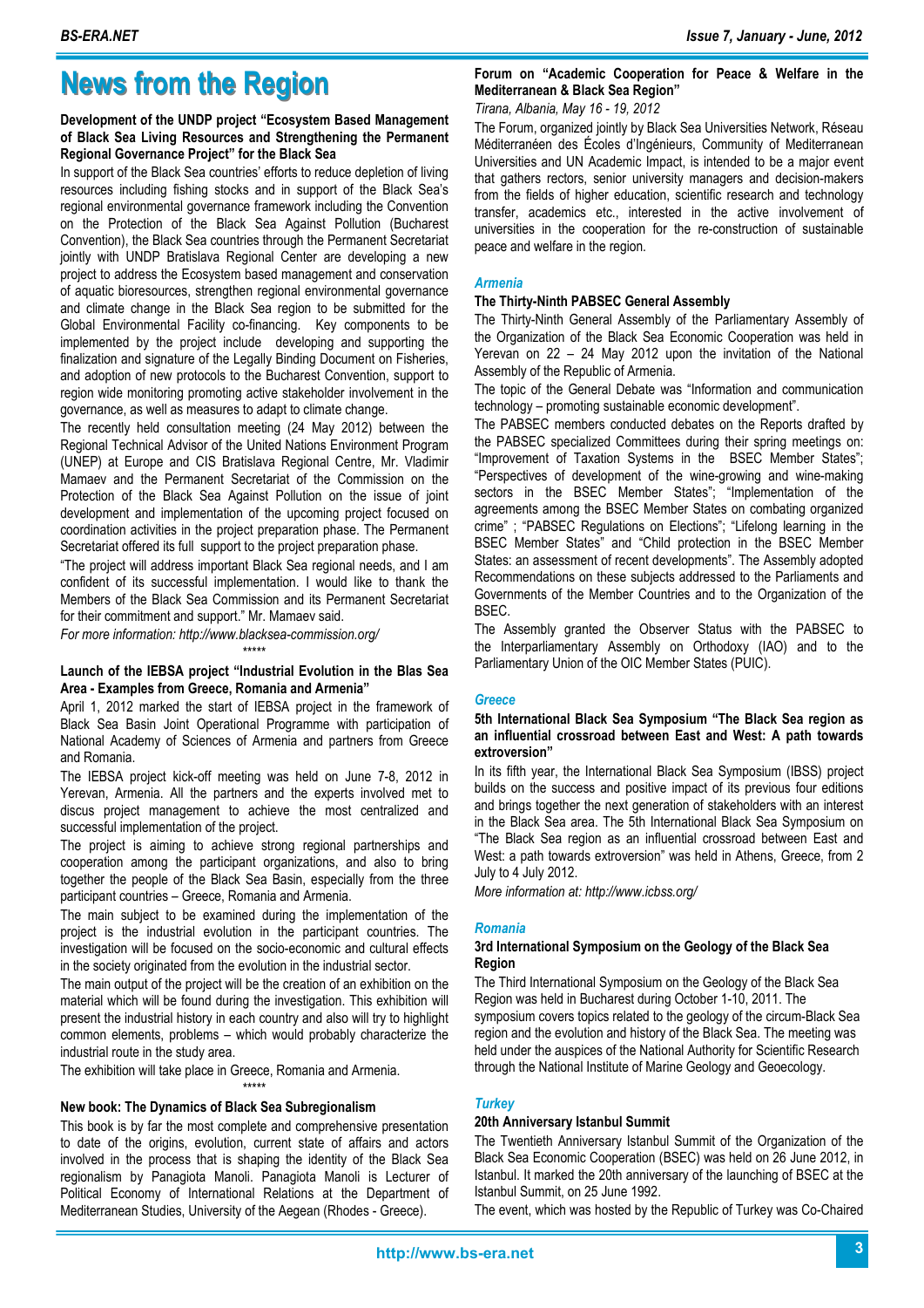# News from the Region

**Development of the UNDP project "Ecosystem Based Management of Black Sea Living Resources and Strengthening the Permanent Regional Governance Project" for the Black Sea**

In support of the Black Sea countries' efforts to reduce depletion of living resources including fishing stocks and in support of the Black Sea's regional environmental governance framework including the Convention on the Protection of the Black Sea Against Pollution (Bucharest Convention), the Black Sea countries through the Permanent Secretariat jointly with UNDP Bratislava Regional Center are developing a new project to address the Ecosystem based management and conservation of aquatic bioresources, strengthen regional environmental governance and climate change in the Black Sea region to be submitted for the Global Environmental Facility co-financing. Key components to be implemented by the project include developing and supporting the finalization and signature of the Legally Binding Document on Fisheries, and adoption of new protocols to the Bucharest Convention, support to region wide monitoring promoting active stakeholder involvement in the governance, as well as measures to adapt to climate change.

The recently held consultation meeting (24 May 2012) between the Regional Technical Advisor of the United Nations Environment Program (UNEP) at Europe and CIS Bratislava Regional Centre, Mr. Vladimir Mamaev and the Permanent Secretariat of the Commission on the Protection of the Black Sea Against Pollution of the issue of joint development and implementation of the upcoming project focused on coordination activities in the project preparation phase. The Permanent Secretariat offered its full support to the project preparation phase.

"The project will address important Black Sea regional needs, and I am confident of its successful implementation. I would like to thank the Members of the Black Sea Commission and its Permanent Secretariat for their commitment and support." Mr. Mamaev said.

*For more information: http://www.blacksea-commission.org/*

\*\*\*\*\*

**Launch of the IEBSA project "Industrial Evolution in the Blas Sea Area - Examples from Greece, Romania and Armenia"**

April 1, 2012 marked the start of IEBSA project in the framework of Black Sea Basin Joint Operational Programme with participation of National Academy of Sciences of Armenia and partners from Greece and Romania.

The IEBSA project kick-off meeting was held on June 7-8, 2012 in Yerevan, Armenia. All the partners and the experts involved met to discus project management to achieve the most centralized and successful implementation of the project.

The project is aiming to achieve strong regional partnerships and cooperation among the participant organizations, and also to bring together the people of the Black Sea Basin, especially from the three participant countries – Greece, Romania and Armenia.

The main subject to be examined during the implementation of the project is the industrial evolution in the participant countries. The investigation will be focused on the socio-economic and cultural effects in the society originated from the evolution in the industrial sector.

The main output of the project will be the creation of an exhibition on the material which will be found during the investigation. This exhibition will present the industrial history in each country and also will try to highlight common elements, problems – which would probably characterize the industrial route in the study area.

The exhibition will take place in Greece, Romania and Armenia.

\*\*\*\*\*

**New book: The Dynamics of Black Sea Subregionalism**

This book is by far the most complete and comprehensive presentation to date of the origins, evolution, current state of affairs and actors involved in the process that is shaping the identity of the Black Sea regionalism by Panagiota Manoli. Panagiota Manoli is Lecturer of Political Economy of International Relations at the Department of Mediterranean Studies, University of the Aegean (Rhodes - Greece).

**Forum on "Academic Cooperation for Peace & Welfare in the Mediterranean & Black Sea Region"**

*Tirana, Albania, May 16 - 19, 2012*

The Forum, organized jointly by Black Sea Universities Network, Réseau Méditerranéen des Écoles d'Ingénieurs, Community of Mediterranean Universities and UN Academic Impact, is intended to be a major event that gathers rectors, senior university managers and decision-makers from the fields of higher education, scientific research and technology transfer, academics etc., interested in the active involvement of universities in the cooperation for the re-construction of sustainable peace and welfare in the region.

## *Armenia*

**The Thirty-Ninth PABSEC General Assembly**

The Thirty-Ninth General Assembly of the Parliamentary Assembly of the Organization of the Black Sea Economic Cooperation was held in Yerevan on 22 – 24 May 2012 upon the invitation of the National Assembly of the Republic of Armenia.

The topic of the General Debate was "Information and communication technology – promoting sustainable economic development".

The PABSEC members conducted debates on the Reports drafted by the PABSEC specialized Committees during their spring meetings on: "Improvement of Taxation Systems in the BSEC Member States"; "Perspectives of development of the wine-growing and wine-making sectors in the BSEC Member States"; "Implementation of the agreements among the BSEC Member States on combating organized crime" ; "PABSEC Regulations on Elections"; "Lifelong learning in the BSEC Member States" and "Child protection in the BSEC Member States: an assessment of recent developments". The Assembly adopted Recommendations on these subjects addressed to the Parliaments and Governments of the Member Countries and to the Organization of the BSEC.

The Assembly granted the Observer Status with the PABSEC to the Interparliamentary Assembly on Orthodoxy (IAO) and to the Parliamentary Union of the OIC Member States (PUIC).

## *Greece*

**5th International Black Sea Symposium "The Black Sea region as an influential crossroad between East and West: A path towards extroversion"**

In its fifth year, the International Black Sea Symposium (IBSS) project builds on the success and positive impact of its previous four editions and brings together the next generation of stakeholders with an interest in the Black Sea area. The 5th International Black Sea Symposium on "The Black Sea region as an influential crossroad between East and West: a path towards extroversion" was held in Athens, Greece, from 2 July to 4 July 2012.

*More information at: http://www.icbss.org/*

## *Romania*

**3rd International Symposium on the Geology of the Black Sea Region**

The Third International Symposium on the Geology of the Black Sea Region was held in Bucharest during October 1-10, 2011. The symposium covers topics related to the geology of the circum-Black Sea region and the evolution and history of the Black Sea. The meeting was held under the auspices of the National Authority for Scientific Research through the National Institute of Marine Geology and Geoecology.

## *Turkey*

**20th Anniversary Istanbul Summit**

The Twentieth Anniversary Istanbul Summit of the Organization of the Black Sea Economic Cooperation (BSEC) was held on 26 June 2012, in Istanbul. It marked the 20th anniversary of the launching of BSEC at the Istanbul Summit, on 25 June 1992.

The event, which was hosted by the Republic of Turkey was Co-Chaired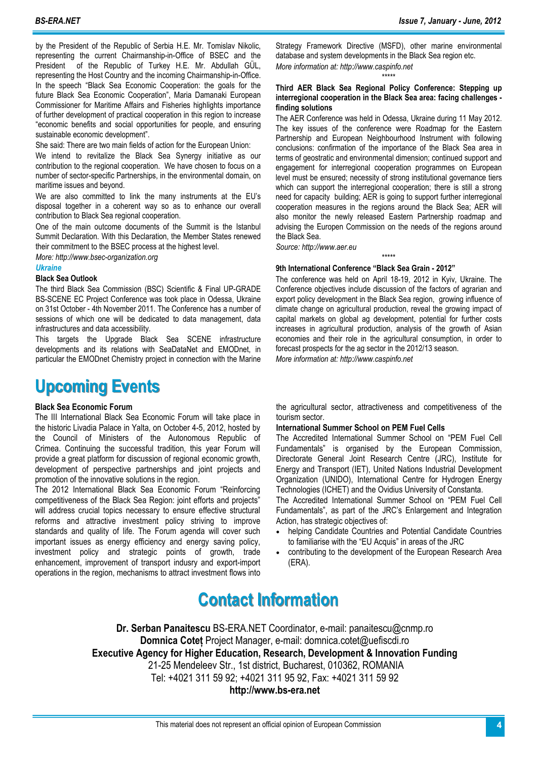by the President of the Republic of Serbia H.E. Mr. Tomislav Nikolic, representing the current Chairmanship-in-Office of BSEC and the President of the Republic of Turkey H.E. Mr. Abdullah GÜL, representing the Host Country and the incoming Chairmanship-in-Office. In the speech "Black Sea Economic Cooperation: the goals for the future Black Sea Economic Cooperation", Maria Damanaki European Commissioner for Maritime Affairs and Fisheries highlights importance of further development of practical cooperation in this region to increase "economic benefits and social opportunities for people, and ensuring sustainable economic development".

She said: There are two main fields of action for the European Union:

We intend to revitalize the Black Sea Synergy initiative as our contribution to the regional cooperation. We have chosen to focus on a number of sector-specific Partnerships, in the environmental domain, on maritime issues and beyond.

We are also committed to link the many instruments at the EU's disposal together in a coherent way so as to enhance our overall contribution to Black Sea regional cooperation.

One of the main outcome documents of the Summit is the Istanbul Summit Declaration. With this Declaration, the Member States renewed their commitment to the BSEC process at the highest level.

*More: http://www.bsec-organization.org*

***Ukraine***

**Black Sea Outlook**

The third Black Sea Commission (BSC) Scientific & Final UP-GRADE BS-SCENE EC Project Conference was took place in Odessa, Ukraine on 31st October - 4th November 2011. The Conference has a number of sessions of which one will be dedicated to data management, data infrastructures and data accessibility.

This targets the Upgrade Black Sea SCENE infrastructure developments and its relations with SeaDataNet and EMODnet, in particular the EMODnet Chemistry project in connection with the Marine Strategy Framework Directive (MSFD), other marine environmental database and system developments in the Black Sea region etc.

*More information at: http://www.caspinfo.net*

\*\*\*\*\*

**Third AER Black Sea Regional Policy Conference: Stepping up interregional cooperation in the Black Sea area: facing challenges - finding solutions**

The AER Conference was held in Odessa, Ukraine during 11 May 2012. The key issues of the conference were Roadmap for the Eastern Partnership and European Neighbourhood Instrument with following conclusions: confirmation of the importance of the Black Sea area in terms of geostratic and environmental dimension; continued support and engagement for interregional cooperation programmes on European level must be ensured; necessity of strong institutional governance tiers which can support the interregional cooperation; there is still a strong need for capacity building; AER is going to support further interregional cooperation measures in the regions around the Black Sea; AER will also monitor the newly released Eastern Partnership roadmap and advising the Europen Commission on the needs of the regions around the Black Sea.

*Source: http://www.aer.eu*

\*\*\*\*\*

**9th International Conference "Black Sea Grain - 2012"**

The conference was held on April 18-19, 2012 in Kyiv, Ukraine. The Conference objectives include discussion of the factors of agrarian and export policy development in the Black Sea region, growing influence of climate change on agricultural production, reveal the growing impact of capital markets on global ag development, potential for further costs increases in agricultural production, analysis of the growth of Asian economies and their role in the agricultural consumption, in order to forecast prospects for the ag sector in the 2012/13 season.

*More information at: http://www.caspinfo.net*

# Upcoming Events

**Black Sea Economic Forum**

The III International Black Sea Economic Forum will take place in the historic Livadia Palace in Yalta, on October 4-5, 2012, hosted by the Council of Ministers of the Autonomous Republic of Crimea. Continuing the successful tradition, this year Forum will provide a great platform for discussion of regional economic growth, development of perspective partnerships and joint projects and promotion of the innovative solutions in the region.

The 2012 International Black Sea Economic Forum "Reinforcing competitiveness of the Black Sea Region: joint efforts and projects" will address crucial topics necessary to ensure effective structural reforms and attractive investment policy striving to improve standards and quality of life. The Forum agenda will cover such important issues as energy efficiency and energy saving policy, investment policy and strategic points of growth, trade enhancement, improvement of transport indusry and export-import operations in the region, mechanisms to attract investment flows into the agricultural sector, attractiveness and competitiveness of the tourism sector.

**International Summer School on PEM Fuel Cells**

The Accredited International Summer School on "PEM Fuel Cell Fundamentals" is organised by the European Commission, Directorate General Joint Research Centre (JRC), Institute for Energy and Transport (IET), United Nations Industrial Development Organization (UNIDO), International Centre for Hydrogen Energy Technologies (ICHET) and the Ovidius University of Constanta.

The Accredited International Summer School on "PEM Fuel Cell Fundamentals", as part of the JRC's Enlargement and Integration Action, has strategic objectives of:

- helping Candidate Countries and Potential Candidate Countries to familiarise with the "EU Acquis" in areas of the JRC
- contributing to the development of the European Research Area (ERA).

# Contact Information

**Dr. Serban Panaitescu** BS-ERA.NET Coordinator, e-mail: panaitescu@cnmp.ro
**Domnica Coteț** Project Manager, e-mail: domnica.cotet@uefiscdi.ro
**Executive Agency for Higher Education, Research, Development & Innovation Funding**
21-25 Mendeleev Str., 1st district, Bucharest, 010362, ROMANIA
Tel: +4021 311 59 92; +4021 311 95 92, Fax: +4021 311 59 92
**http://www.bs-era.net**

This material does not represent an official opinion of European Commission